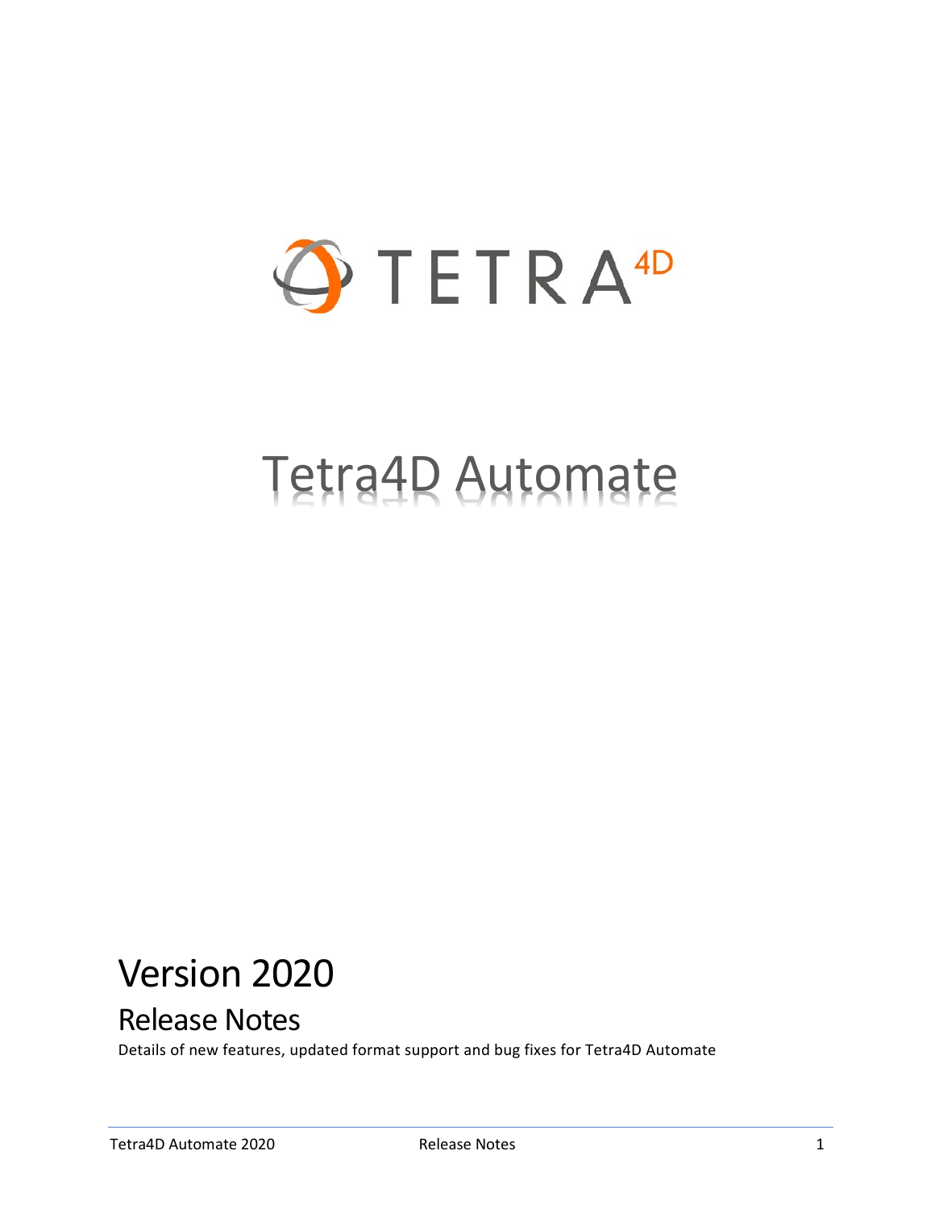# TETRA4D

# Tetra4D Automate

## Version 2020

### Release Notes

Details of new features, updated format support and bug fixes for Tetra4D Automate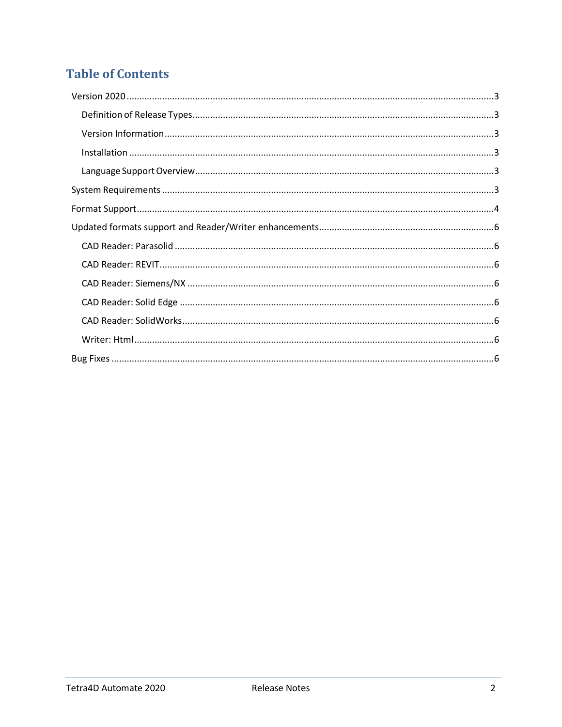# Table of Contents

Version 2020 .......... 3

- Definition of Release Types .......... 3
- Version Information .......... 3
- Installation .......... 3
- Language Support Overview .......... 3

System Requirements .......... 3

Format Support .......... 4

Updated formats support and Reader/Writer enhancements .......... 6

- CAD Reader: Parasolid .......... 6
- CAD Reader: REVIT .......... 6
- CAD Reader: Siemens/NX .......... 6
- CAD Reader: Solid Edge .......... 6
- CAD Reader: SolidWorks .......... 6
- Writer: Html .......... 6

Bug Fixes .......... 6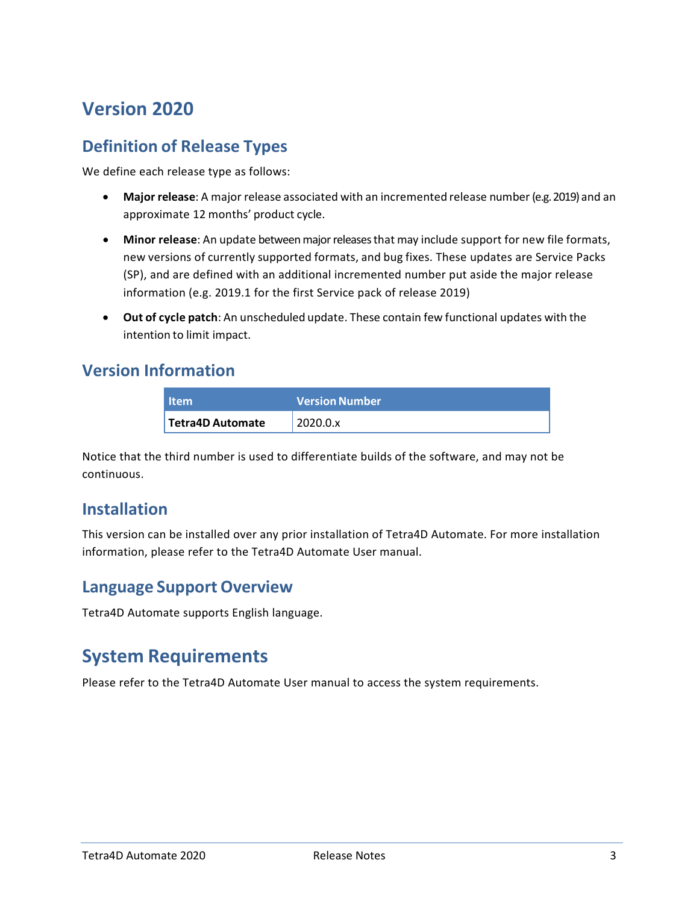# Version 2020

## Definition of Release Types

We define each release type as follows:

- **Major release**: A major release associated with an incremented release number (e.g. 2019) and an approximate 12 months' product cycle.
- **Minor release**: An update between major releases that may include support for new file formats, new versions of currently supported formats, and bug fixes. These updates are Service Packs (SP), and are defined with an additional incremented number put aside the major release information (e.g. 2019.1 for the first Service pack of release 2019)
- **Out of cycle patch**: An unscheduled update. These contain few functional updates with the intention to limit impact.

## Version Information

| Item | Version Number |
|---|---|
| **Tetra4D Automate** | 2020.0.x |

Notice that the third number is used to differentiate builds of the software, and may not be continuous.

## Installation

This version can be installed over any prior installation of Tetra4D Automate. For more installation information, please refer to the Tetra4D Automate User manual.

## Language Support Overview

Tetra4D Automate supports English language.

# System Requirements

Please refer to the Tetra4D Automate User manual to access the system requirements.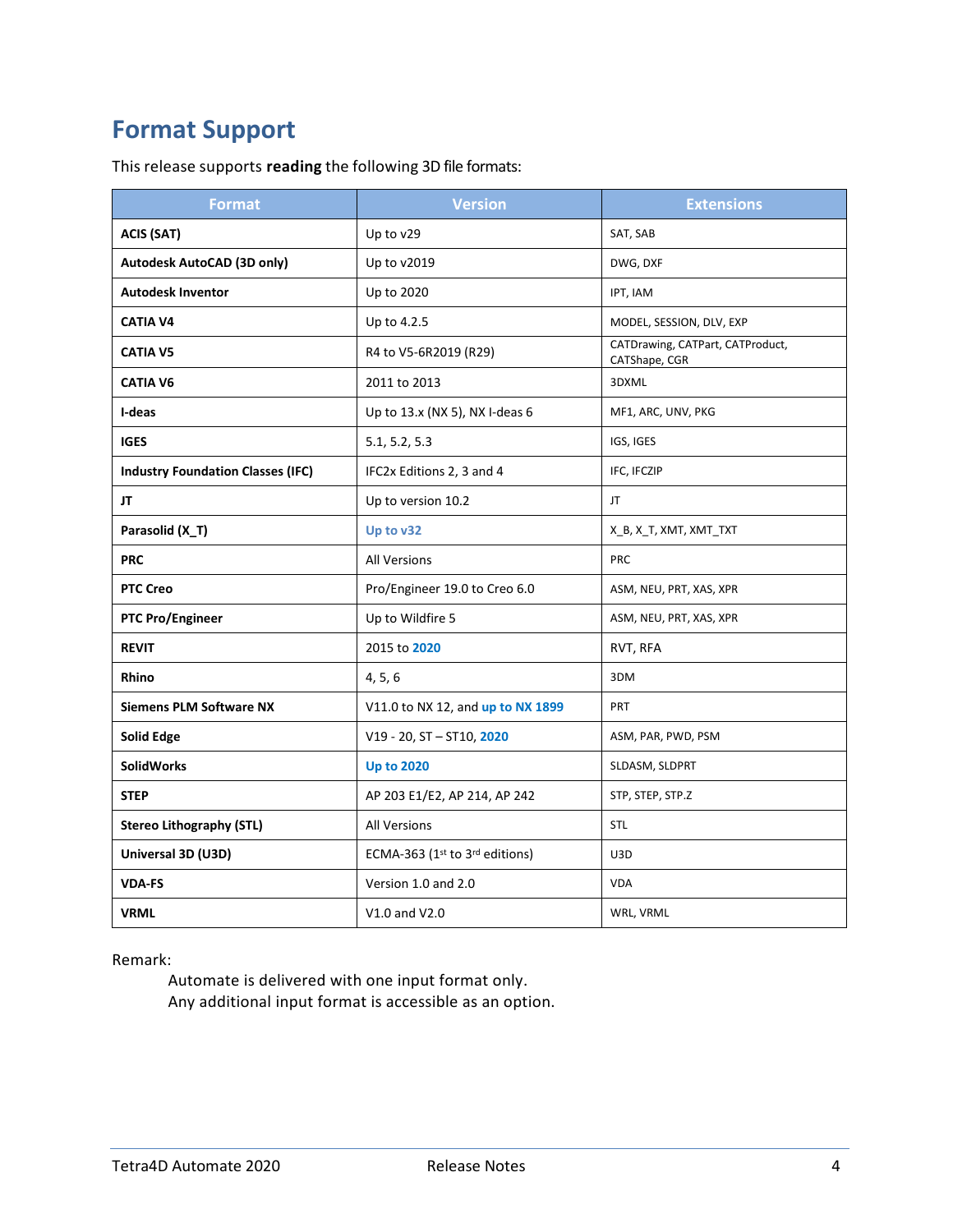# Format Support

This release supports **reading** the following 3D file formats:

| Format | Version | Extensions |
|---|---|---|
| **ACIS (SAT)** | Up to v29 | SAT, SAB |
| **Autodesk AutoCAD (3D only)** | Up to v2019 | DWG, DXF |
| **Autodesk Inventor** | Up to 2020 | IPT, IAM |
| **CATIA V4** | Up to 4.2.5 | MODEL, SESSION, DLV, EXP |
| **CATIA V5** | R4 to V5-6R2019 (R29) | CATDrawing, CATPart, CATProduct, CATShape, CGR |
| **CATIA V6** | 2011 to 2013 | 3DXML |
| **I-deas** | Up to 13.x (NX 5), NX I-deas 6 | MF1, ARC, UNV, PKG |
| **IGES** | 5.1, 5.2, 5.3 | IGS, IGES |
| **Industry Foundation Classes (IFC)** | IFC2x Editions 2, 3 and 4 | IFC, IFCZIP |
| **JT** | Up to version 10.2 | JT |
| **Parasolid (X_T)** | **Up to v32** | X_B, X_T, XMT, XMT_TXT |
| **PRC** | All Versions | PRC |
| **PTC Creo** | Pro/Engineer 19.0 to Creo 6.0 | ASM, NEU, PRT, XAS, XPR |
| **PTC Pro/Engineer** | Up to Wildfire 5 | ASM, NEU, PRT, XAS, XPR |
| **REVIT** | 2015 to **2020** | RVT, RFA |
| **Rhino** | 4, 5, 6 | 3DM |
| **Siemens PLM Software NX** | V11.0 to NX 12, and **up to NX 1899** | PRT |
| **Solid Edge** | V19 - 20, ST – ST10, **2020** | ASM, PAR, PWD, PSM |
| **SolidWorks** | **Up to 2020** | SLDASM, SLDPRT |
| **STEP** | AP 203 E1/E2, AP 214, AP 242 | STP, STEP, STP.Z |
| **Stereo Lithography (STL)** | All Versions | STL |
| **Universal 3D (U3D)** | ECMA-363 (1st to 3rd editions) | U3D |
| **VDA-FS** | Version 1.0 and 2.0 | VDA |
| **VRML** | V1.0 and V2.0 | WRL, VRML |

Remark:

Automate is delivered with one input format only.
Any additional input format is accessible as an option.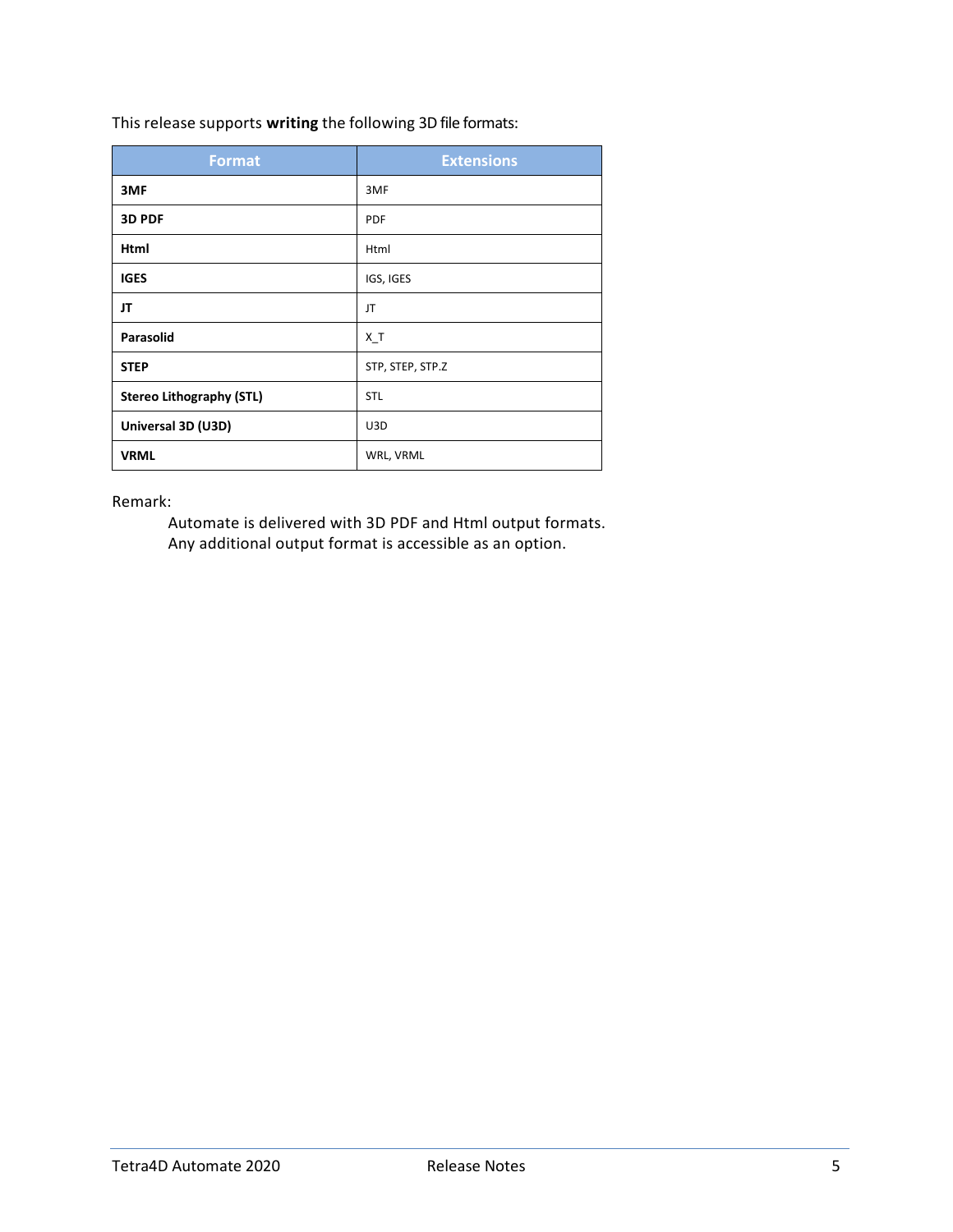This release supports **writing** the following 3D file formats:

| Format | Extensions |
|---|---|
| **3MF** | 3MF |
| **3D PDF** | PDF |
| **Html** | Html |
| **IGES** | IGS, IGES |
| **JT** | JT |
| **Parasolid** | X_T |
| **STEP** | STP, STEP, STP.Z |
| **Stereo Lithography (STL)** | STL |
| **Universal 3D (U3D)** | U3D |
| **VRML** | WRL, VRML |

Remark:

> Automate is delivered with 3D PDF and Html output formats.
> Any additional output format is accessible as an option.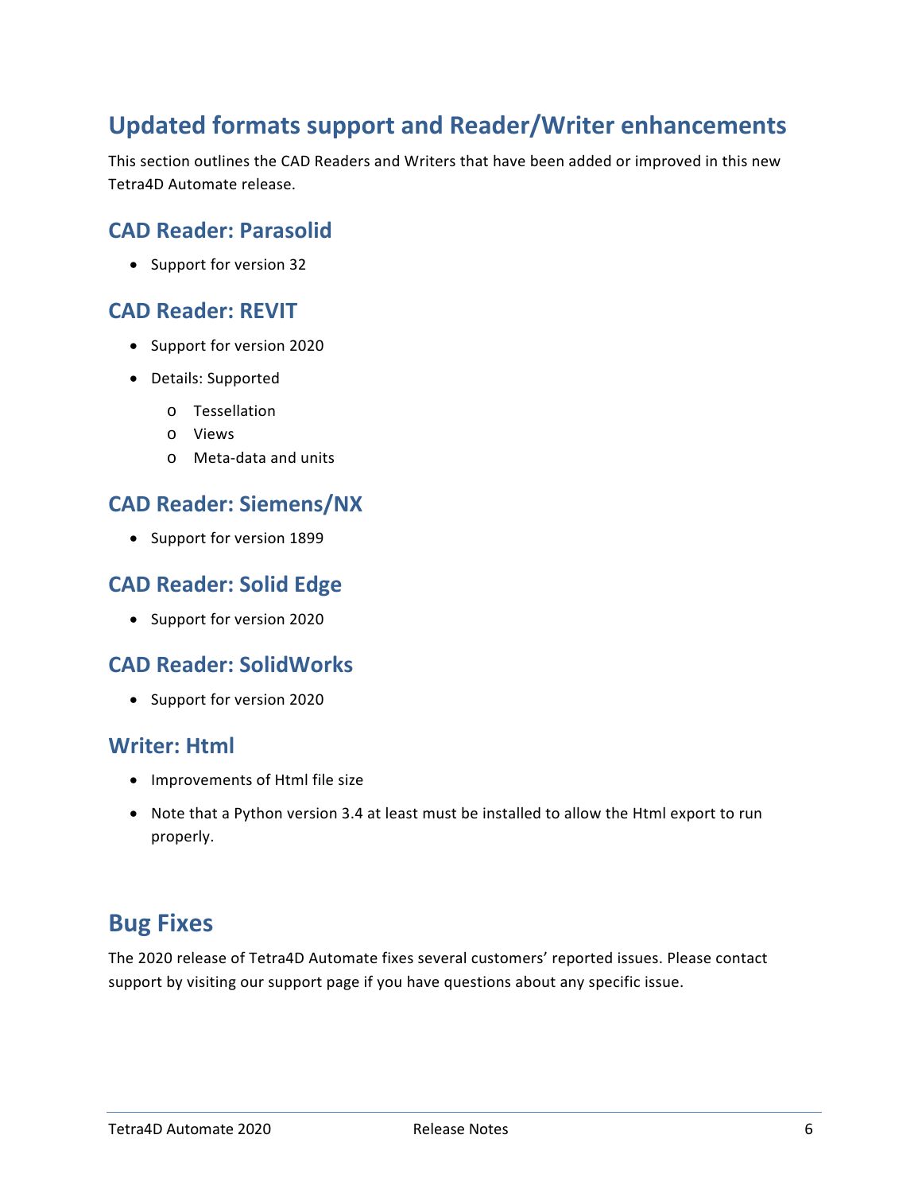## Updated formats support and Reader/Writer enhancements

This section outlines the CAD Readers and Writers that have been added or improved in this new Tetra4D Automate release.

### CAD Reader: Parasolid

- Support for version 32

### CAD Reader: REVIT

- Support for version 2020
- Details: Supported
  - Tessellation
  - Views
  - Meta-data and units

### CAD Reader: Siemens/NX

- Support for version 1899

### CAD Reader: Solid Edge

- Support for version 2020

### CAD Reader: SolidWorks

- Support for version 2020

### Writer: Html

- Improvements of Html file size
- Note that a Python version 3.4 at least must be installed to allow the Html export to run properly.

## Bug Fixes

The 2020 release of Tetra4D Automate fixes several customers' reported issues. Please contact support by visiting our support page if you have questions about any specific issue.